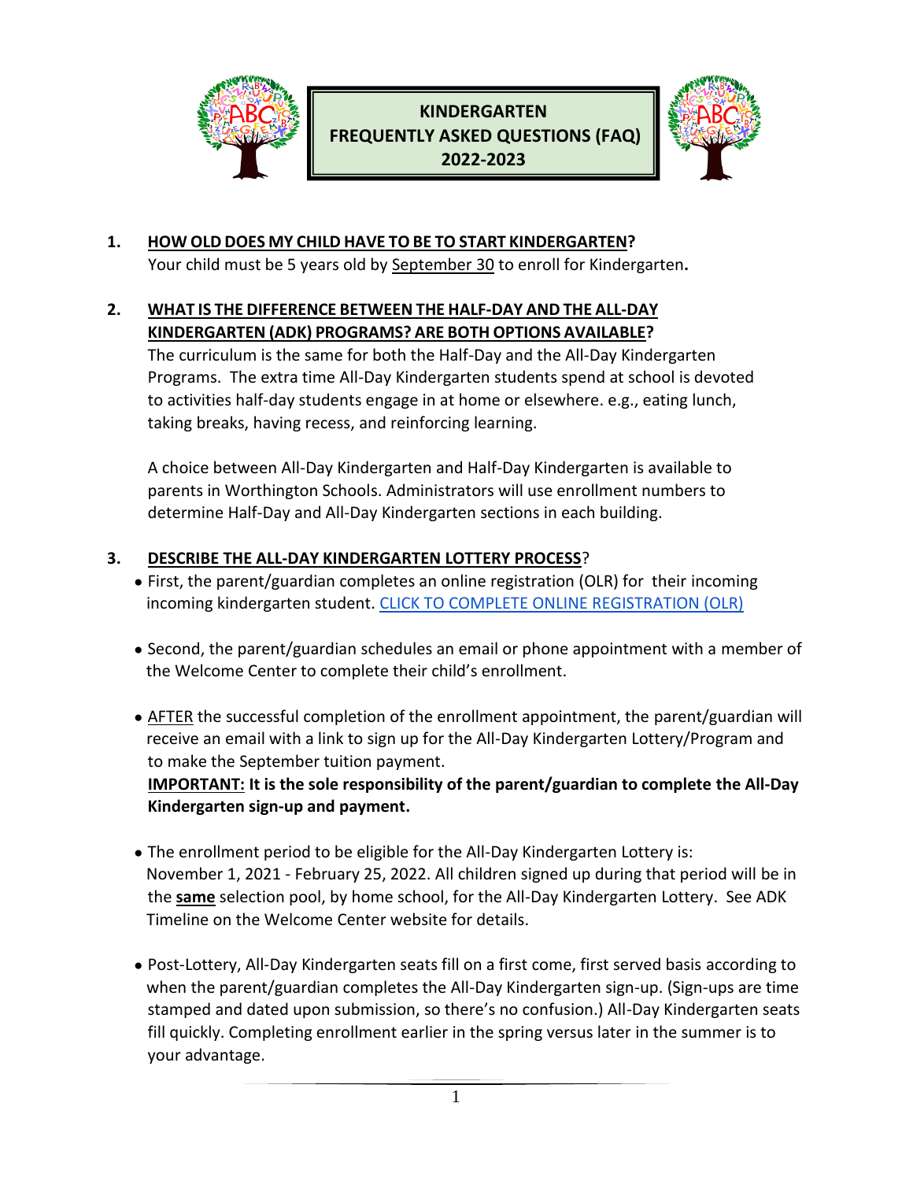# KINDERGARTEN FREQUENTLY ASKED QUESTIONS (FAQ) 2022-2023

**1. HOW OLD DOES MY CHILD HAVE TO BE TO START KINDERGARTEN?**

Your child must be 5 years old by September 30 to enroll for Kindergarten**.**

**2. WHAT IS THE DIFFERENCE BETWEEN THE HALF-DAY AND THE ALL-DAY KINDERGARTEN (ADK) PROGRAMS? ARE BOTH OPTIONS AVAILABLE?**

The curriculum is the same for both the Half-Day and the All-Day Kindergarten Programs. The extra time All-Day Kindergarten students spend at school is devoted to activities half-day students engage in at home or elsewhere. e.g., eating lunch, taking breaks, having recess, and reinforcing learning.

A choice between All-Day Kindergarten and Half-Day Kindergarten is available to parents in Worthington Schools. Administrators will use enrollment numbers to determine Half-Day and All-Day Kindergarten sections in each building.

**3. DESCRIBE THE ALL-DAY KINDERGARTEN LOTTERY PROCESS?**

- First, the parent/guardian completes an online registration (OLR) for their incoming incoming kindergarten student. [CLICK TO COMPLETE ONLINE REGISTRATION (OLR)]

- Second, the parent/guardian schedules an email or phone appointment with a member of the Welcome Center to complete their child's enrollment.

- AFTER the successful completion of the enrollment appointment, the parent/guardian will receive an email with a link to sign up for the All-Day Kindergarten Lottery/Program and to make the September tuition payment.
  **IMPORTANT: It is the sole responsibility of the parent/guardian to complete the All-Day Kindergarten sign-up and payment.**

- The enrollment period to be eligible for the All-Day Kindergarten Lottery is: November 1, 2021 - February 25, 2022. All children signed up during that period will be in the **same** selection pool, by home school, for the All-Day Kindergarten Lottery. See ADK Timeline on the Welcome Center website for details.

- Post-Lottery, All-Day Kindergarten seats fill on a first come, first served basis according to when the parent/guardian completes the All-Day Kindergarten sign-up. (Sign-ups are time stamped and dated upon submission, so there's no confusion.) All-Day Kindergarten seats fill quickly. Completing enrollment earlier in the spring versus later in the summer is to your advantage.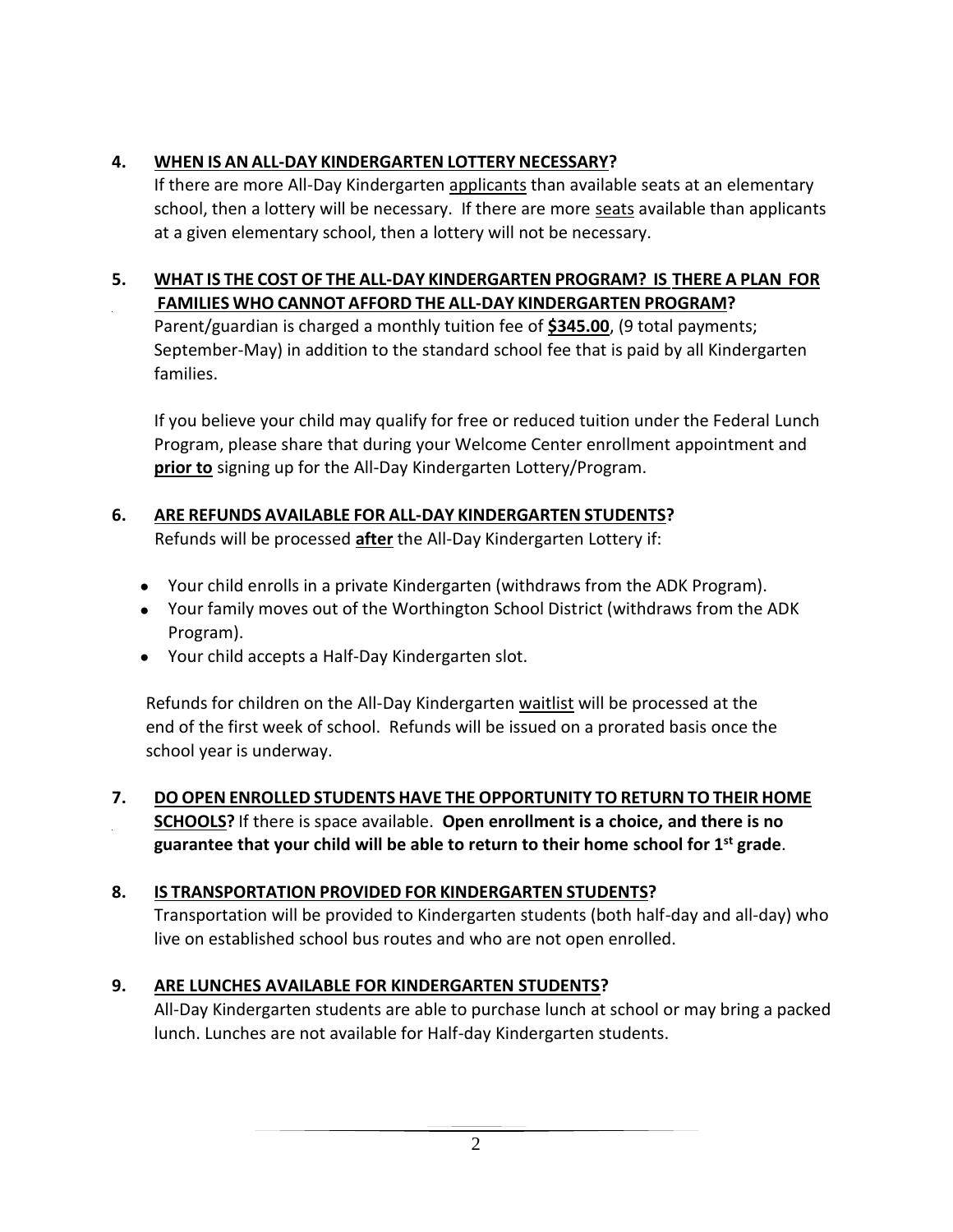**4. WHEN IS AN ALL-DAY KINDERGARTEN LOTTERY NECESSARY?**

If there are more All-Day Kindergarten applicants than available seats at an elementary school, then a lottery will be necessary. If there are more seats available than applicants at a given elementary school, then a lottery will not be necessary.

**5. WHAT IS THE COST OF THE ALL-DAY KINDERGARTEN PROGRAM? IS THERE A PLAN FOR FAMILIES WHO CANNOT AFFORD THE ALL-DAY KINDERGARTEN PROGRAM?**

Parent/guardian is charged a monthly tuition fee of **$345.00**, (9 total payments; September-May) in addition to the standard school fee that is paid by all Kindergarten families.

If you believe your child may qualify for free or reduced tuition under the Federal Lunch Program, please share that during your Welcome Center enrollment appointment and **prior to** signing up for the All-Day Kindergarten Lottery/Program.

**6. ARE REFUNDS AVAILABLE FOR ALL-DAY KINDERGARTEN STUDENTS?**

Refunds will be processed **after** the All-Day Kindergarten Lottery if:

- Your child enrolls in a private Kindergarten (withdraws from the ADK Program).
- Your family moves out of the Worthington School District (withdraws from the ADK Program).
- Your child accepts a Half-Day Kindergarten slot.

Refunds for children on the All-Day Kindergarten waitlist will be processed at the end of the first week of school. Refunds will be issued on a prorated basis once the school year is underway.

**7. DO OPEN ENROLLED STUDENTS HAVE THE OPPORTUNITY TO RETURN TO THEIR HOME SCHOOLS?** If there is space available. **Open enrollment is a choice, and there is no guarantee that your child will be able to return to their home school for 1st grade**.

**8. IS TRANSPORTATION PROVIDED FOR KINDERGARTEN STUDENTS?**

Transportation will be provided to Kindergarten students (both half-day and all-day) who live on established school bus routes and who are not open enrolled.

**9. ARE LUNCHES AVAILABLE FOR KINDERGARTEN STUDENTS?**

All-Day Kindergarten students are able to purchase lunch at school or may bring a packed lunch. Lunches are not available for Half-day Kindergarten students.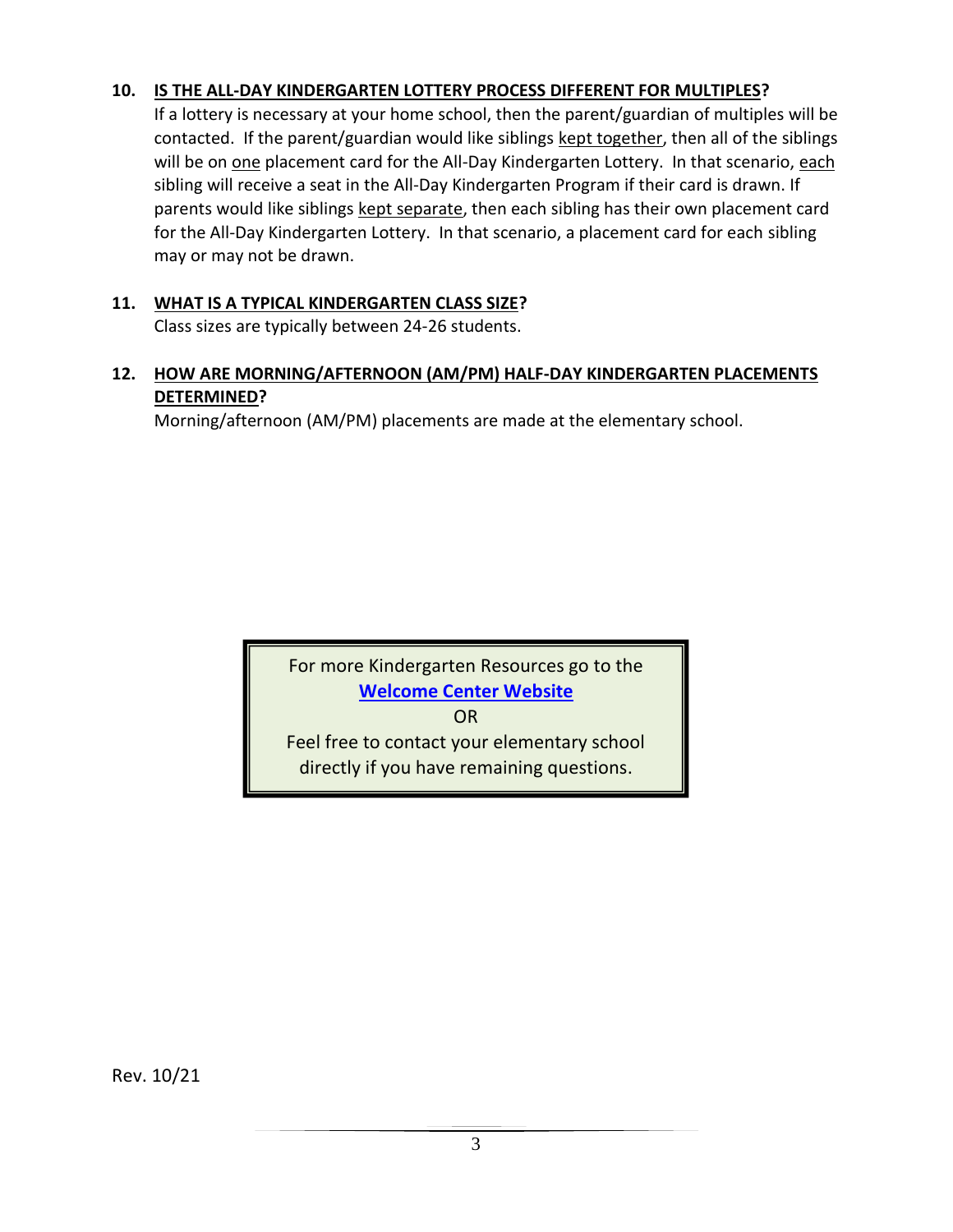**10. IS THE ALL-DAY KINDERGARTEN LOTTERY PROCESS DIFFERENT FOR MULTIPLES?**

If a lottery is necessary at your home school, then the parent/guardian of multiples will be contacted. If the parent/guardian would like siblings kept together, then all of the siblings will be on one placement card for the All-Day Kindergarten Lottery. In that scenario, each sibling will receive a seat in the All-Day Kindergarten Program if their card is drawn. If parents would like siblings kept separate, then each sibling has their own placement card for the All-Day Kindergarten Lottery. In that scenario, a placement card for each sibling may or may not be drawn.

**11. WHAT IS A TYPICAL KINDERGARTEN CLASS SIZE?**

Class sizes are typically between 24-26 students.

**12. HOW ARE MORNING/AFTERNOON (AM/PM) HALF-DAY KINDERGARTEN PLACEMENTS DETERMINED?**

Morning/afternoon (AM/PM) placements are made at the elementary school.

For more Kindergarten Resources go to the
**Welcome Center Website**
OR
Feel free to contact your elementary school directly if you have remaining questions.

Rev. 10/21